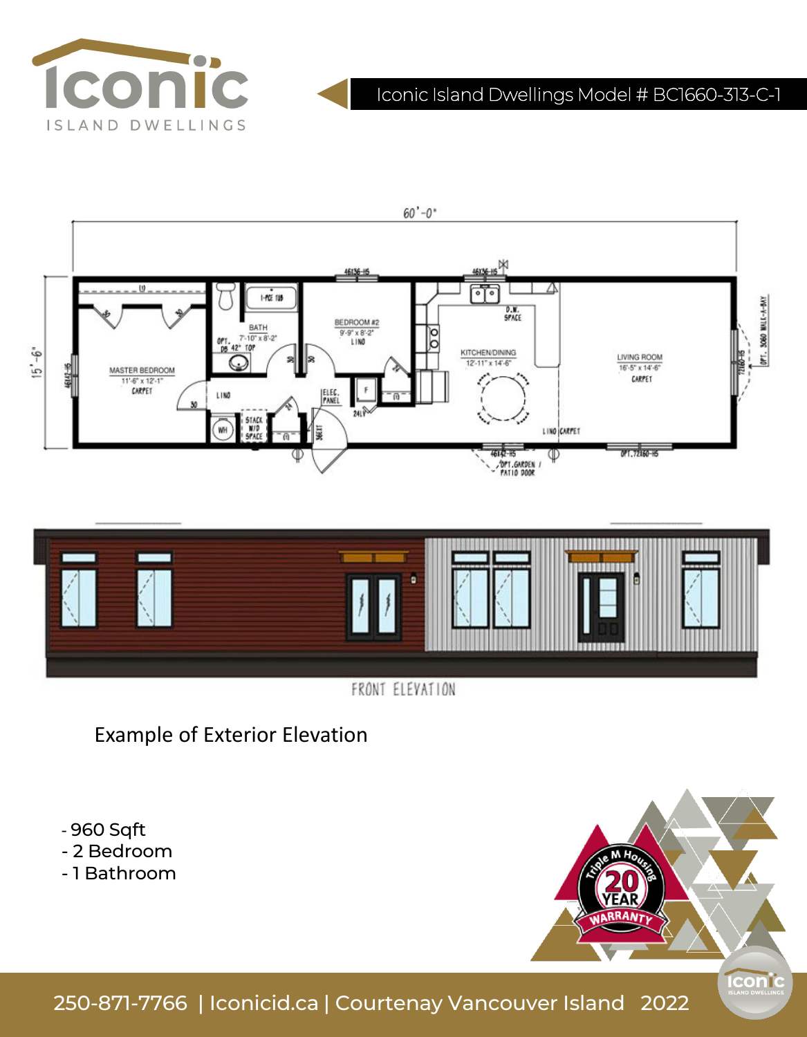# Iconic Island Dwellings Model # BC1660-313-C-1

60'-0"

15'-6"

MASTER BEDROOM
11'-6" x 12'-1"
CARPET

BATH
7'-10" x 8'-2"

BEDROOM #2
9'-9" x 8'-2"
LINO

KITCHEN/DINING
12'-11" x 14'-6"

LIVING ROOM
16'-5" x 14'-6"
CARPET

FRONT ELEVATION

Example of Exterior Elevation

- 960 Sqft
- 2 Bedroom
- 1 Bathroom

Triple M Housing 20 YEAR WARRANTY

250-871-7766 | Iconicid.ca | Courtenay Vancouver Island 2022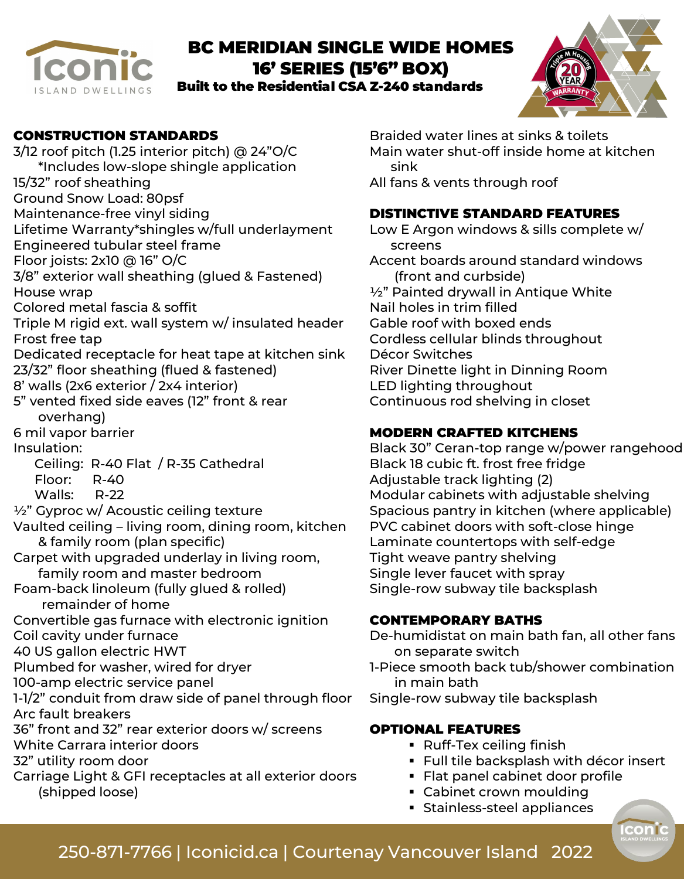# BC MERIDIAN SINGLE WIDE HOMES
# 16' SERIES (15'6" BOX)
**Built to the Residential CSA Z-240 standards**

## CONSTRUCTION STANDARDS

3/12 roof pitch (1.25 interior pitch) @ 24"O/C
*Includes low-slope shingle application
15/32" roof sheathing
Ground Snow Load: 80psf
Maintenance-free vinyl siding
Lifetime Warranty*shingles w/full underlayment
Engineered tubular steel frame
Floor joists: 2x10 @ 16" O/C
3/8" exterior wall sheathing (glued & Fastened)
House wrap
Colored metal fascia & soffit
Triple M rigid ext. wall system w/ insulated header
Frost free tap
Dedicated receptacle for heat tape at kitchen sink
23/32" floor sheathing (flued & fastened)
8' walls (2x6 exterior / 2x4 interior)
5" vented fixed side eaves (12" front & rear overhang)
6 mil vapor barrier
Insulation:
Ceiling: R-40 Flat / R-35 Cathedral
Floor: R-40
Walls: R-22
½" Gyproc w/ Acoustic ceiling texture
Vaulted ceiling – living room, dining room, kitchen & family room (plan specific)
Carpet with upgraded underlay in living room, family room and master bedroom
Foam-back linoleum (fully glued & rolled) remainder of home
Convertible gas furnace with electronic ignition
Coil cavity under furnace
40 US gallon electric HWT
Plumbed for washer, wired for dryer
100-amp electric service panel
1-1/2" conduit from draw side of panel through floor
Arc fault breakers
36" front and 32" rear exterior doors w/ screens
White Carrara interior doors
32" utility room door
Carriage Light & GFI receptacles at all exterior doors (shipped loose)
Braided water lines at sinks & toilets
Main water shut-off inside home at kitchen sink
All fans & vents through roof

## DISTINCTIVE STANDARD FEATURES

Low E Argon windows & sills complete w/ screens
Accent boards around standard windows (front and curbside)
½" Painted drywall in Antique White
Nail holes in trim filled
Gable roof with boxed ends
Cordless cellular blinds throughout
Décor Switches
River Dinette light in Dinning Room
LED lighting throughout
Continuous rod shelving in closet

## MODERN CRAFTED KITCHENS

Black 30" Ceran-top range w/power rangehood
Black 18 cubic ft. frost free fridge
Adjustable track lighting (2)
Modular cabinets with adjustable shelving
Spacious pantry in kitchen (where applicable)
PVC cabinet doors with soft-close hinge
Laminate countertops with self-edge
Tight weave pantry shelving
Single lever faucet with spray
Single-row subway tile backsplash

## CONTEMPORARY BATHS

De-humidistat on main bath fan, all other fans on separate switch
1-Piece smooth back tub/shower combination in main bath
Single-row subway tile backsplash

## OPTIONAL FEATURES

- Ruff-Tex ceiling finish
- Full tile backsplash with décor insert
- Flat panel cabinet door profile
- Cabinet crown moulding
- Stainless-steel appliances

250-871-7766 | Iconicid.ca | Courtenay Vancouver Island 2022